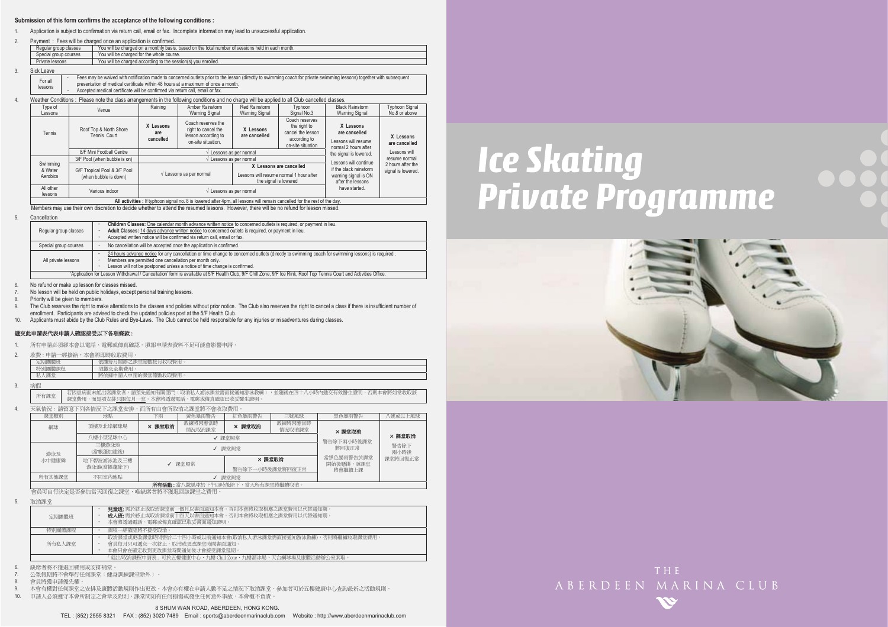**Submission of this form confirms the acceptance of the following conditions :**

1. Application is subject to confirmation via return call, email or fax. Incomplete information may lead to unsuccessful application.

2. Payment : Fees will be charged once an application is confirmed.

| | |
|---|---|
| Regular group classes | You will be charged on a monthly basis, based on the total number of sessions held in each month. |
| Special group courses | You will be charged for the whole course. |
| Private lessons | You will be charged according to the session(s) you enrolled. |

3. Sick Leave

| | |
|---|---|
| For all lessons | • Fees may be waived with notification made to concerned outlets prior to the lesson (directly to swimming coach for private swimming lessons) together with subsequent presentation of medical certificate within 48 hours at a maximum of once a month.<br>• Accepted medical certificate will be confirmed via return call, email or fax. |

4. Weather Conditions : Please note the class arrangements in the following conditions and no charge will be applied to all Club cancelled classes.

| Type of Lessons | Venue | Raining | Amber Rainstorm Warning Signal | Red Rainstorm Warning Signal | Typhoon Signal No.3 | Black Rainstorm Warning Signal | Typhoon Signal No.8 or above |
|---|---|---|---|---|---|---|---|
| Tennis | Roof Top & North Shore Tennis Court | X Lessons are cancelled | Coach reserves the right to cancel the lesson according to on-site situation. | X Lessons are cancelled | Coach reserves the right to cancel the lesson according to on-site situation | X Lessons are cancelled<br>Lessons will resume normal 2 hours after the signal is lowered. | X Lessons are cancelled<br>Lessons will resume normal 2 hours after the signal is lowered. |
| | 8/F Mini Football Centre | √ Lessons as per normal | | | | | |
| Swimming & Water Aerobics | 3/F Pool (when bubble is on) | √ Lessons as per normal | | | | Lessons will continue if the black rainstorm warning signal is ON after the lessons have started. | |
| | G/F Tropical Pool & 3/F Pool (when bubble is down) | √ Lessons as per normal | | X Lessons are cancelled<br>Lessons will resume normal 1 hour after the signal is lowered | | | |
| All other lessons | Various indoor | √ Lessons as per normal | | | | | |
| **All activities :** If typhoon signal no. 8 is lowered after 4pm, all lessons will remain cancelled for the rest of the day. | | | | | | | |

Members may use their own discretion to decide whether to attend the resumed lessons. However, there will be no refund for lesson missed.

5. Cancellation

| | |
|---|---|
| Regular group classes | • **Children Classes:** One calendar month advance written notice to concerned outlets is required, or payment in lieu.<br>• **Adult Classes:** 14 days advance written notice to concerned outlets is required, or payment in lieu.<br>• Accepted written notice will be confirmed via a return call, email or fax. |
| Special group courses | • No cancellation will be accepted once the application is confirmed. |
| All private lessons | • 24 hours advance notice for any cancellation or time change to concerned outlets (directly to swimming coach for swimming lessons) is required .<br>• Members are permitted one cancellation per month only.<br>• Lesson will not be postponed unless a notice of time change is confirmed. |
| 'Application for Lesson Withdrawal / Cancellation' form is available at 5/F Health Club, 9/F Chill Zone, 9/F Ice Rink, Roof Top Tennis Court and Activities Office. | |

6. No refund or make up lesson for classes missed.
7. No lesson will be held on public holidays, except personal training lessons.
8. Priority will be given to members.
9. The Club reserves the right to make alterations to the classes and policies without prior notice. The Club also reserves the right to cancel a class if there is insufficient number of enrollment. Participants are advised to check the updated policies post at the 5/F Health Club.
10. Applicants must abide by the Club Rules and Bye-Laws. The Club cannot be held responsible for any injuries or misadventures during classes.

**遞交此申請表代表申請人確認接受以下各項條款 :**

1. 所有申請必須經本會以電話、電郵或傳真確認。填報申請表資料不足可能會影響申請。

2. 收費 : 申請一經接納，本會將即時收取費用。

| | |
|---|---|
| 定期團體班 | 依據每月開辦之課堂節數按月收取費用。 |
| 特別團體課程 | 須繳交全期費用。 |
| 私人課堂 | 將依據申請人申請的課堂節數收取費用。 |

3. 病假

| | |
|---|---|
| 所有課堂 | 若因患病而未能出席課堂者，請預先通知有關部門（取消私人游泳課堂需直接通知游泳教練），並隨後在四十八小時內遞交有效醫生證明，否則本會將如常收取該課堂費用，而是項安排只限每月一堂。本會將透過電話、電郵或傳真確認已收妥醫生證明。 |

4. 天氣情況 : 請留意下列各情況下之課堂安排，而所有由會所取消之課堂將不會收取費用。

| 課堂類別 | 地點 | 下雨 | 黃色暴雨警告 | 紅色暴雨警告 | 三號風球 | 黑色暴雨警告 | 八號或以上風球 |
|---|---|---|---|---|---|---|---|
| 網球 | 頂樓及北岸網球場 | × 課堂取消 | 教練將因應當時情況取消課堂 | × 課堂取消 | 教練將因應當時情況取消課堂 | × 課堂取消<br>警告除下兩小時後課堂將回復正常 | × 課堂取消<br>警告除下兩小時後課堂將回復正常 |
| | 八樓小型足球中心 | ✓ 課堂照常 | | | | | |
| 游泳及水中健康舞 | 三樓游泳池(當帳篷加建後) | ✓ 課堂照常 | | | | 當黑色暴雨警告於課堂開始後懸掛，該課堂將會繼續上課 | |
| | 地下熱帶泳池及三樓游泳池(當帳篷除下) | ✓ 課堂照常 | | × 課堂取消<br>警告除下一小時後課堂將回復正常 | | | |
| 所有其他課堂 | 不同室內地點 | ✓ 課堂照常 | | | | | |
| **所有活動 :** 當八號風球於下午四時後除下，當天所有課堂將繼續取消。 | | | | | | | |

會員可自行決定是否參加當天回復之課堂，唯缺席者將不獲退回該課堂之費用。

5. 取消課堂

| | |
|---|---|
| 定期團體班 | • **兒童班:** 需於終止或取消課堂前一個月以書面通知本會，否則本會將收取相應之課堂費用以代替通知期。<br>• **成人班:** 需於終止或取消課堂前十四天以書面通知本會，否則本會將收取相應之課堂費用以代替通知期。<br>• 本會將透過電話、電郵或傳真確認已收妥書面通知證明。 |
| 特別團體課程 | • 課程一經確認將不接受取消。 |
| 所有私人課堂 | • 取消課堂或更改課堂時間需於二十四小時或以前通知本會(取消私人游泳課堂需直接通知游泳教練)，否則將繼續收取課堂費用。<br>• 會員每月只可遞交一次終止、取消或更改課堂時間書面通知。<br>• 本會只會在確定收到更改課堂時間通知後才會接受課堂延期。 |
| 「退出/取消課程申請表」可於五樓健康中心、九樓 Chill Zone、九樓溜冰場、天台網球場及康體活動辦公室索取。 | |

6. 缺席者將不獲退回費用或安排補堂。
7. 公眾假期將不會舉行任何課堂（健身訓練課堂除外）。
8. 會員將獲申請優先權。
9. 本會有權對任何課堂之安排及康體活動規則作出更改。本會亦有權在申請人數不足之情況下取消課堂。參加者可於五樓健康中心查詢最新之活動規則。
10. 申請人必須遵守本會所制定之會章及附則。課堂間如有任何損傷或發生任何意外事故，本會概不負責。

8 SHUM WAN ROAD, ABERDEEN, HONG KONG.

TEL : (852) 2555 8321 FAX : (852) 3020 7489 Email : sports@aberdeenmarinaclub.com Website : http://www.aberdeenmarinaclub.com

# Ice Skating Private Programme

THE ABERDEEN MARINA CLUB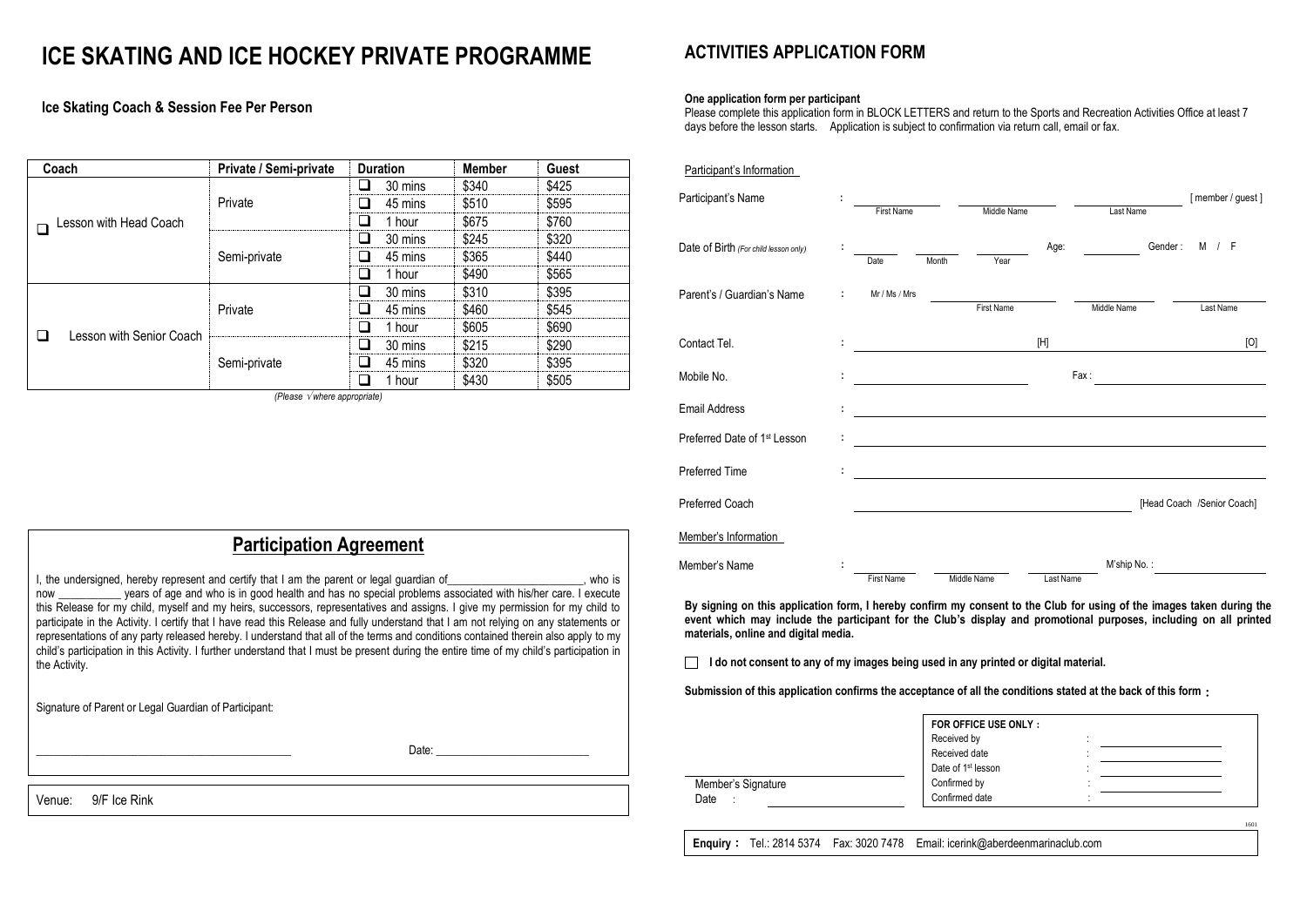# ICE SKATING AND ICE HOCKEY PRIVATE PROGRAMME

### Ice Skating Coach & Session Fee Per Person

| Coach | Private / Semi-private | Duration | Member | Guest |
|---|---|---|---|---|
| ❑ Lesson with Head Coach | Private | ❑ 30 mins | $340 | $425 |
| | | ❑ 45 mins | $510 | $595 |
| | | ❑ 1 hour | $675 | $760 |
| | Semi-private | ❑ 30 mins | $245 | $320 |
| | | ❑ 45 mins | $365 | $440 |
| | | ❑ 1 hour | $490 | $565 |
| ❑ Lesson with Senior Coach | Private | ❑ 30 mins | $310 | $395 |
| | | ❑ 45 mins | $460 | $545 |
| | | ❑ 1 hour | $605 | $690 |
| | Semi-private | ❑ 30 mins | $215 | $290 |
| | | ❑ 45 mins | $320 | $395 |
| | | ❑ 1 hour | $430 | $505 |

*(Please √ where appropriate)*

## Participation Agreement

I, the undersigned, hereby represent and certify that I am the parent or legal guardian of______________________, who is now __________ years of age and who is in good health and has no special problems associated with his/her care. I execute this Release for my child, myself and my heirs, successors, representatives and assigns. I give my permission for my child to participate in the Activity. I certify that I have read this Release and fully understand that I am not relying on any statements or representations of any party released hereby. I understand that all of the terms and conditions contained therein also apply to my child's participation in this Activity. I further understand that I must be present during the entire time of my child's participation in the Activity.

Signature of Parent or Legal Guardian of Participant:

__________________________________________ Date: __________________________

Venue: 9/F Ice Rink

## ACTIVITIES APPLICATION FORM

**One application form per participant**

Please complete this application form in BLOCK LETTERS and return to the Sports and Recreation Activities Office at least 7 days before the lesson starts. Application is subject to confirmation via return call, email or fax.

Participant's Information

Participant's Name : ____________ First Name ____________ Middle Name ____________ Last Name [ member / guest ]

Date of Birth *(For child lesson only)* : ______ Date ______ Month ______ Year Age: ________ Gender : M / F

Parent's / Guardian's Name : Mr / Ms / Mrs ____________ First Name ____________ Middle Name ____________ Last Name

Contact Tel. : ______________________ [H] ______________________ [O]

Mobile No. : ______________________ Fax : ______________________

Email Address : ______________________________________________

Preferred Date of 1st Lesson : ______________________________________________

Preferred Time : ______________________________________________

Preferred Coach ______________________________________________ [Head Coach /Senior Coach]

Member's Information

Member's Name : ____________ First Name ____________ Middle Name ____________ Last Name M'ship No. : ____________

**By signing on this application form, I hereby confirm my consent to the Club for using of the images taken during the event which may include the participant for the Club's display and promotional purposes, including on all printed materials, online and digital media.**

☐ **I do not consent to any of my images being used in any printed or digital material.**

**Submission of this application confirms the acceptance of all the conditions stated at the back of this form :**

______________________________

Member's Signature

Date : ______________________

| **FOR OFFICE USE ONLY :** | |
|---|---|
| Received by | : ____________ |
| Received date | : ____________ |
| Date of 1st lesson | : ____________ |
| Confirmed by | : ____________ |
| Confirmed date | : ____________ |

1601

**Enquiry :** Tel.: 2814 5374 Fax: 3020 7478 Email: icerink@aberdeenmarinaclub.com